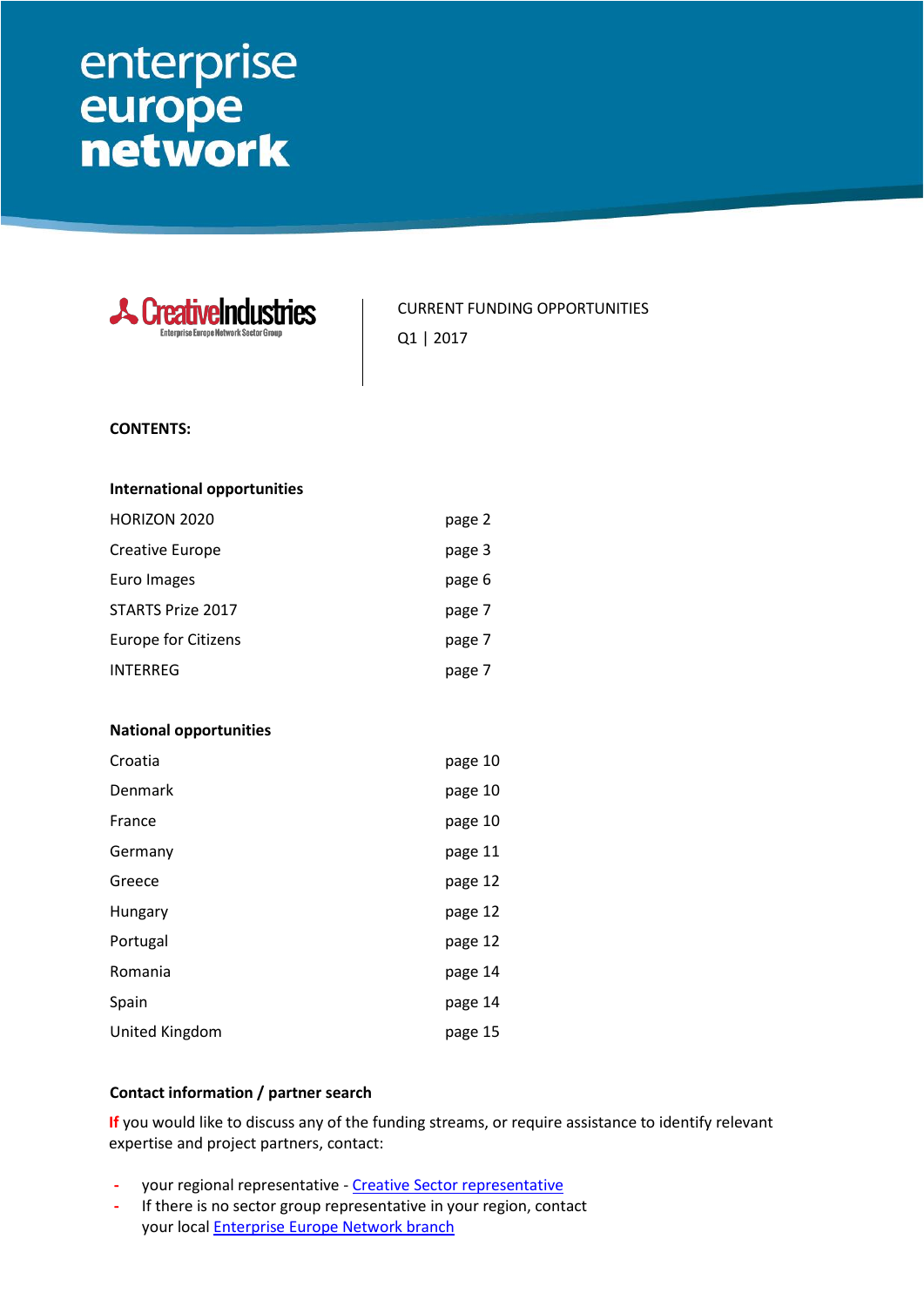enterprise europe network

CreativeIndustries
Enterprise Europe Network Sector Group

CURRENT FUNDING OPPORTUNITIES

Q1 | 2017

**CONTENTS:**

**International opportunities**

| | |
|---|---|
| HORIZON 2020 | page 2 |
| Creative Europe | page 3 |
| Euro Images | page 6 |
| STARTS Prize 2017 | page 7 |
| Europe for Citizens | page 7 |
| INTERREG | page 7 |

**National opportunities**

| | |
|---|---|
| Croatia | page 10 |
| Denmark | page 10 |
| France | page 10 |
| Germany | page 11 |
| Greece | page 12 |
| Hungary | page 12 |
| Portugal | page 12 |
| Romania | page 14 |
| Spain | page 14 |
| United Kingdom | page 15 |

**Contact information / partner search**

**If** you would like to discuss any of the funding streams, or require assistance to identify relevant expertise and project partners, contact:

- your regional representative - Creative Sector representative
- If there is no sector group representative in your region, contact your local Enterprise Europe Network branch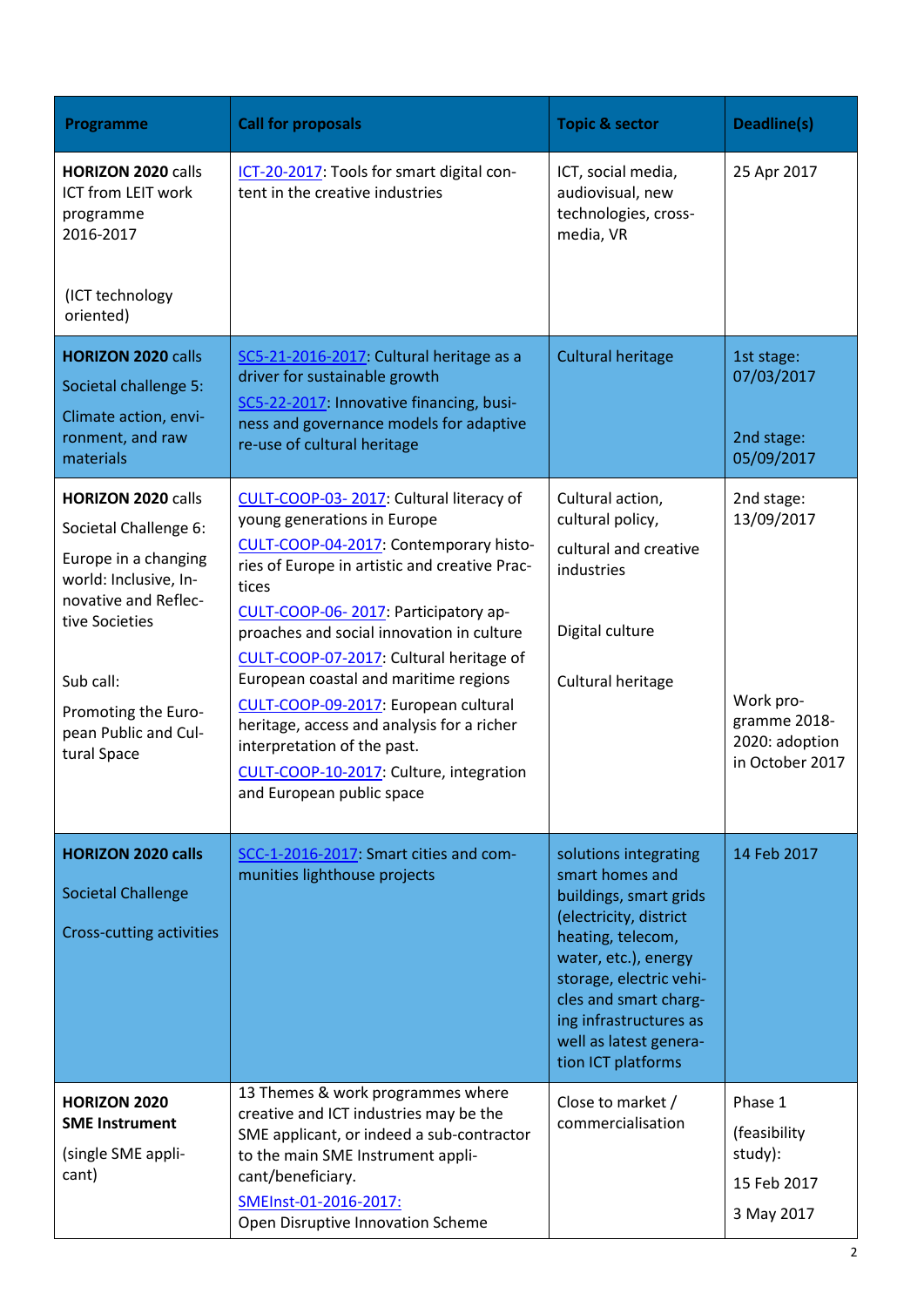| Programme | Call for proposals | Topic & sector | Deadline(s) |
| --- | --- | --- | --- |
| **HORIZON 2020** calls ICT from LEIT work programme 2016-2017<br><br>(ICT technology oriented) | ICT-20-2017: Tools for smart digital content in the creative industries | ICT, social media, audiovisual, new technologies, cross-media, VR | 25 Apr 2017 |
| **HORIZON 2020** calls<br>Societal challenge 5:<br>Climate action, environment, and raw materials | SC5-21-2016-2017: Cultural heritage as a driver for sustainable growth<br>SC5-22-2017: Innovative financing, business and governance models for adaptive re-use of cultural heritage | Cultural heritage | 1st stage: 07/03/2017<br><br>2nd stage: 05/09/2017 |
| **HORIZON 2020** calls<br>Societal Challenge 6:<br>Europe in a changing world: Inclusive, Innovative and Reflective Societies<br><br>Sub call:<br>Promoting the European Public and Cultural Space | CULT-COOP-03- 2017: Cultural literacy of young generations in Europe<br>CULT-COOP-04-2017: Contemporary histories of Europe in artistic and creative Practices<br>CULT-COOP-06- 2017: Participatory approaches and social innovation in culture<br>CULT-COOP-07-2017: Cultural heritage of European coastal and maritime regions<br>CULT-COOP-09-2017: European cultural heritage, access and analysis for a richer interpretation of the past.<br>CULT-COOP-10-2017: Culture, integration and European public space | Cultural action, cultural policy,<br>cultural and creative industries<br><br>Digital culture<br><br>Cultural heritage | 2nd stage: 13/09/2017<br><br>Work programme 2018-2020: adoption in October 2017 |
| **HORIZON 2020 calls**<br>Societal Challenge<br>Cross-cutting activities | SCC-1-2016-2017: Smart cities and communities lighthouse projects | solutions integrating smart homes and buildings, smart grids (electricity, district heating, telecom, water, etc.), energy storage, electric vehicles and smart charging infrastructures as well as latest generation ICT platforms | 14 Feb 2017 |
| **HORIZON 2020 SME Instrument**<br>(single SME applicant) | 13 Themes & work programmes where creative and ICT industries may be the SME applicant, or indeed a sub-contractor to the main SME Instrument applicant/beneficiary.<br>SMEInst-01-2016-2017:<br>Open Disruptive Innovation Scheme | Close to market / commercialisation | Phase 1<br>(feasibility study):<br>15 Feb 2017<br>3 May 2017 |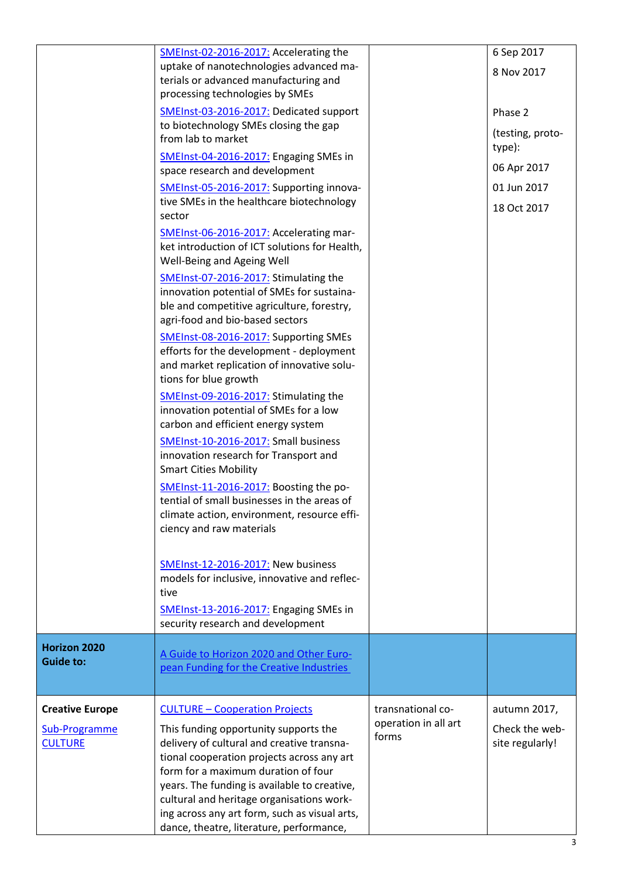| | | | |
|---|---|---|---|
| | SMEInst-02-2016-2017: Accelerating the uptake of nanotechnologies advanced materials or advanced manufacturing and processing technologies by SMEs<br><br>SMEInst-03-2016-2017: Dedicated support to biotechnology SMEs closing the gap from lab to market<br><br>SMEInst-04-2016-2017: Engaging SMEs in space research and development<br><br>SMEInst-05-2016-2017: Supporting innovative SMEs in the healthcare biotechnology sector<br><br>SMEInst-06-2016-2017: Accelerating market introduction of ICT solutions for Health, Well-Being and Ageing Well<br><br>SMEInst-07-2016-2017: Stimulating the innovation potential of SMEs for sustainable and competitive agriculture, forestry, agri-food and bio-based sectors<br><br>SMEInst-08-2016-2017: Supporting SMEs efforts for the development - deployment and market replication of innovative solutions for blue growth<br><br>SMEInst-09-2016-2017: Stimulating the innovation potential of SMEs for a low carbon and efficient energy system<br><br>SMEInst-10-2016-2017: Small business innovation research for Transport and Smart Cities Mobility<br><br>SMEInst-11-2016-2017: Boosting the potential of small businesses in the areas of climate action, environment, resource efficiency and raw materials<br><br>SMEInst-12-2016-2017: New business models for inclusive, innovative and reflective<br><br>SMEInst-13-2016-2017: Engaging SMEs in security research and development | | 6 Sep 2017<br><br>8 Nov 2017<br><br>Phase 2<br><br>(testing, prototype):<br><br>06 Apr 2017<br><br>01 Jun 2017<br><br>18 Oct 2017 |
| **Horizon 2020 Guide to:** | A Guide to Horizon 2020 and Other European Funding for the Creative Industries | | |
| **Creative Europe**<br><br>Sub-Programme CULTURE | CULTURE – Cooperation Projects<br><br>This funding opportunity supports the delivery of cultural and creative transnational cooperation projects across any art form for a maximum duration of four years. The funding is available to creative, cultural and heritage organisations working across any art form, such as visual arts, dance, theatre, literature, performance, | transnational cooperation in all art forms | autumn 2017,<br><br>Check the website regularly! |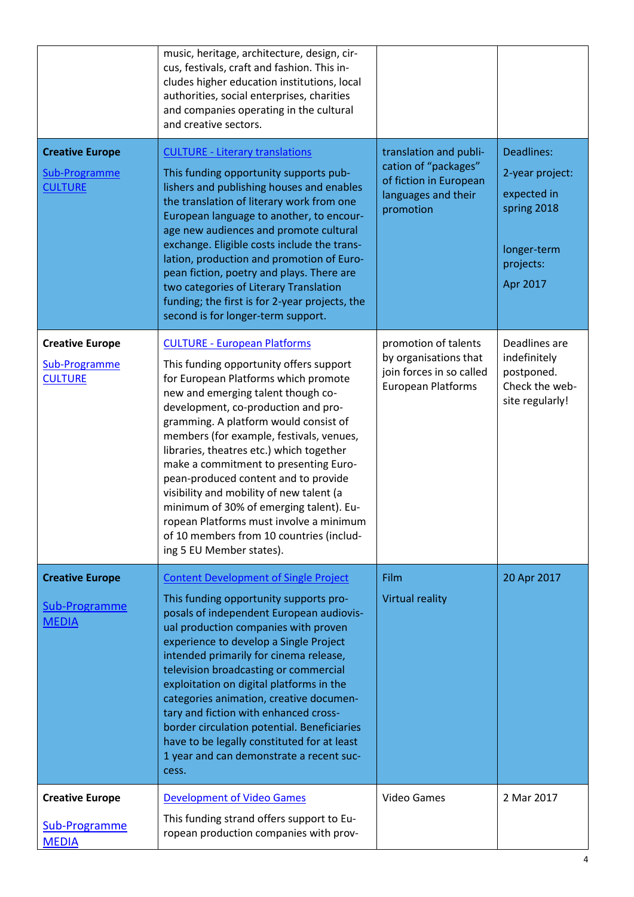| | | | |
|---|---|---|---|
| | music, heritage, architecture, design, circus, festivals, craft and fashion. This includes higher education institutions, local authorities, social enterprises, charities and companies operating in the cultural and creative sectors. | | |
| **Creative Europe** Sub-Programme CULTURE | CULTURE - Literary translations This funding opportunity supports publishers and publishing houses and enables the translation of literary work from one European language to another, to encourage new audiences and promote cultural exchange. Eligible costs include the translation, production and promotion of European fiction, poetry and plays. There are two categories of Literary Translation funding; the first is for 2-year projects, the second is for longer-term support. | translation and publication of "packages" of fiction in European languages and their promotion | Deadlines: 2-year project: expected in spring 2018 longer-term projects: Apr 2017 |
| **Creative Europe** Sub-Programme CULTURE | CULTURE - European Platforms This funding opportunity offers support for European Platforms which promote new and emerging talent though co-development, co-production and programming. A platform would consist of members (for example, festivals, venues, libraries, theatres etc.) which together make a commitment to presenting European-produced content and to provide visibility and mobility of new talent (a minimum of 30% of emerging talent). European Platforms must involve a minimum of 10 members from 10 countries (including 5 EU Member states). | promotion of talents by organisations that join forces in so called European Platforms | Deadlines are indefinitely postponed. Check the website regularly! |
| **Creative Europe** Sub-Programme MEDIA | Content Development of Single Project This funding opportunity supports proposals of independent European audiovisual production companies with proven experience to develop a Single Project intended primarily for cinema release, television broadcasting or commercial exploitation on digital platforms in the categories animation, creative documentary and fiction with enhanced cross-border circulation potential. Beneficiaries have to be legally constituted for at least 1 year and can demonstrate a recent success. | Film Virtual reality | 20 Apr 2017 |
| **Creative Europe** Sub-Programme MEDIA | Development of Video Games This funding strand offers support to European production companies with prov- | Video Games | 2 Mar 2017 |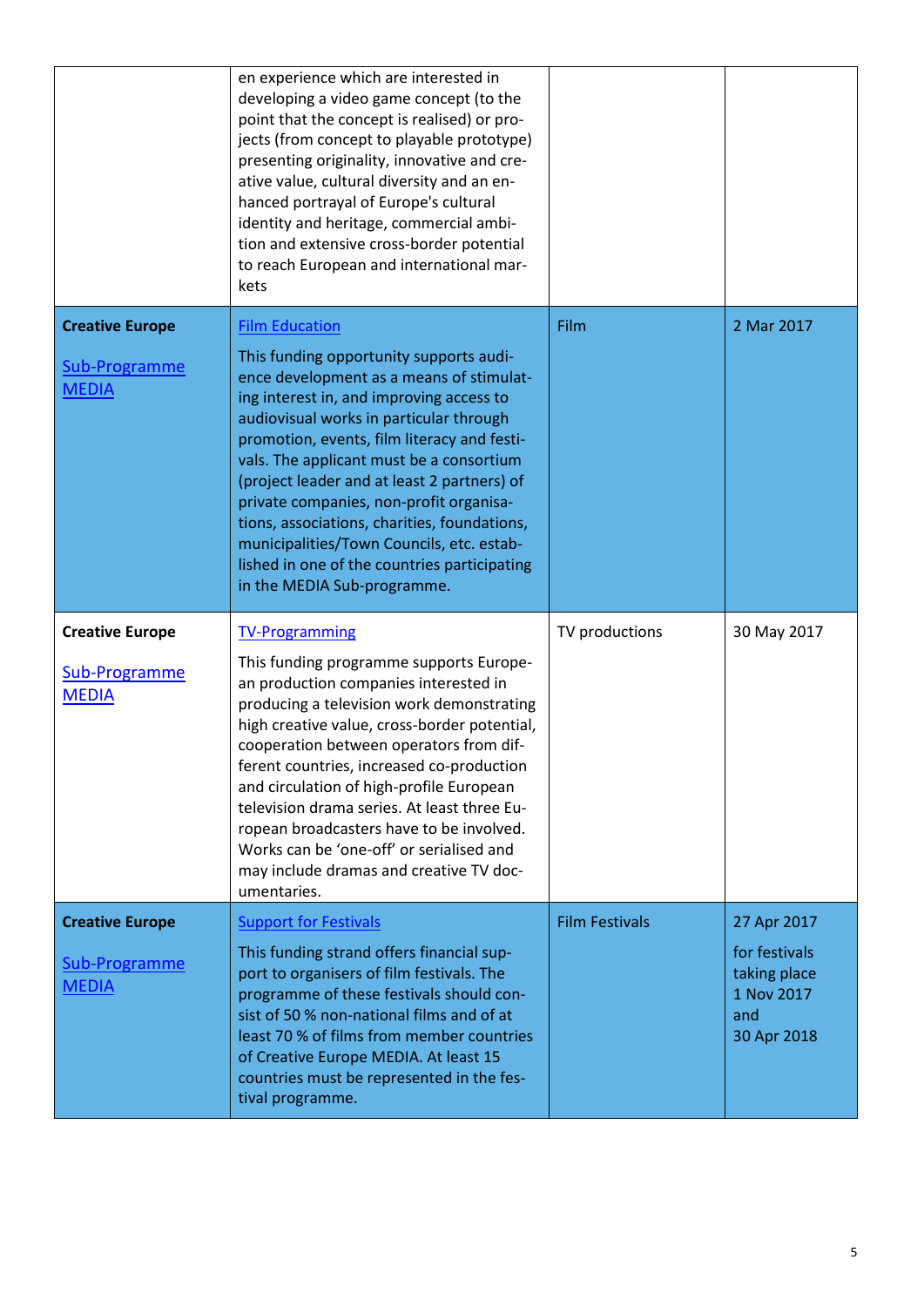| | | | |
|---|---|---|---|
| | en experience which are interested in developing a video game concept (to the point that the concept is realised) or projects (from concept to playable prototype) presenting originality, innovative and creative value, cultural diversity and an enhanced portrayal of Europe's cultural identity and heritage, commercial ambition and extensive cross-border potential to reach European and international markets | | |
| **Creative Europe**<br><br>Sub-Programme MEDIA | Film Education<br><br>This funding opportunity supports audience development as a means of stimulating interest in, and improving access to audiovisual works in particular through promotion, events, film literacy and festivals. The applicant must be a consortium (project leader and at least 2 partners) of private companies, non-profit organisations, associations, charities, foundations, municipalities/Town Councils, etc. established in one of the countries participating in the MEDIA Sub-programme. | Film | 2 Mar 2017 |
| **Creative Europe**<br><br>Sub-Programme MEDIA | TV-Programming<br><br>This funding programme supports European production companies interested in producing a television work demonstrating high creative value, cross-border potential, cooperation between operators from different countries, increased co-production and circulation of high-profile European television drama series. At least three European broadcasters have to be involved. Works can be 'one-off' or serialised and may include dramas and creative TV documentaries. | TV productions | 30 May 2017 |
| **Creative Europe**<br><br>Sub-Programme MEDIA | Support for Festivals<br><br>This funding strand offers financial support to organisers of film festivals. The programme of these festivals should consist of 50 % non-national films and of at least 70 % of films from member countries of Creative Europe MEDIA. At least 15 countries must be represented in the festival programme. | Film Festivals | 27 Apr 2017<br><br>for festivals taking place 1 Nov 2017 and 30 Apr 2018 |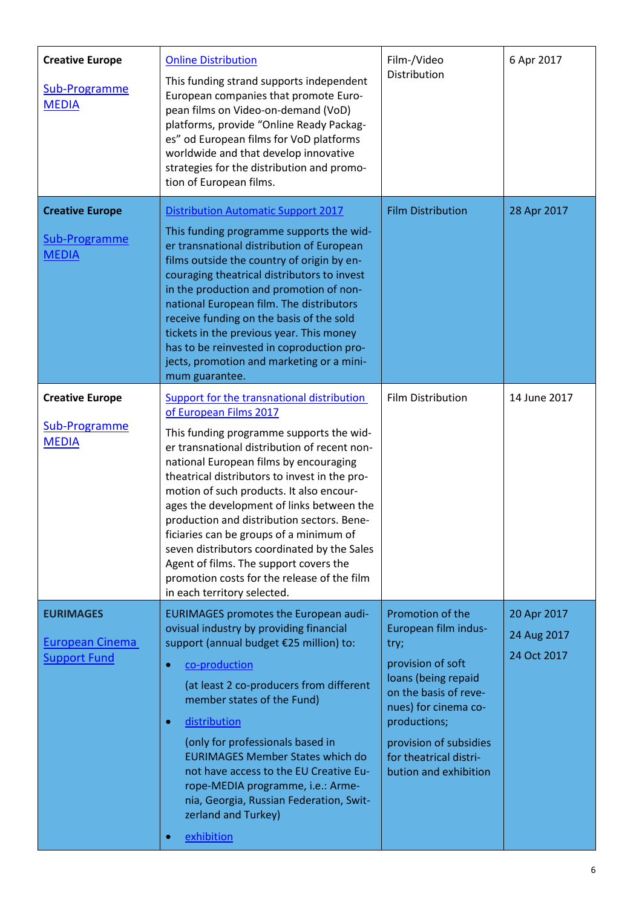| | | | |
|---|---|---|---|
| **Creative Europe**<br><br>Sub-Programme MEDIA | Online Distribution<br><br>This funding strand supports independent European companies that promote European films on Video-on-demand (VoD) platforms, provide “Online Ready Packages” od European films for VoD platforms worldwide and that develop innovative strategies for the distribution and promotion of European films. | Film-/Video Distribution | 6 Apr 2017 |
| **Creative Europe**<br><br>Sub-Programme MEDIA | Distribution Automatic Support 2017<br><br>This funding programme supports the wider transnational distribution of European films outside the country of origin by encouraging theatrical distributors to invest in the production and promotion of non-national European film. The distributors receive funding on the basis of the sold tickets in the previous year. This money has to be reinvested in coproduction projects, promotion and marketing or a minimum guarantee. | Film Distribution | 28 Apr 2017 |
| **Creative Europe**<br><br>Sub-Programme MEDIA | Support for the transnational distribution of European Films 2017<br><br>This funding programme supports the wider transnational distribution of recent non-national European films by encouraging theatrical distributors to invest in the promotion of such products. It also encourages the development of links between the production and distribution sectors. Beneficiaries can be groups of a minimum of seven distributors coordinated by the Sales Agent of films. The support covers the promotion costs for the release of the film in each territory selected. | Film Distribution | 14 June 2017 |
| **EURIMAGES**<br><br>European Cinema Support Fund | EURIMAGES promotes the European audiovisual industry by providing financial support (annual budget €25 million) to:<br>• co-production<br>(at least 2 co-producers from different member states of the Fund)<br>• distribution<br>(only for professionals based in EURIMAGES Member States which do not have access to the EU Creative Europe-MEDIA programme, i.e.: Armenia, Georgia, Russian Federation, Switzerland and Turkey)<br>• exhibition | Promotion of the European film industry;<br><br>provision of soft loans (being repaid on the basis of revenues) for cinema co-productions;<br><br>provision of subsidies for theatrical distribution and exhibition | 20 Apr 2017<br>24 Aug 2017<br>24 Oct 2017 |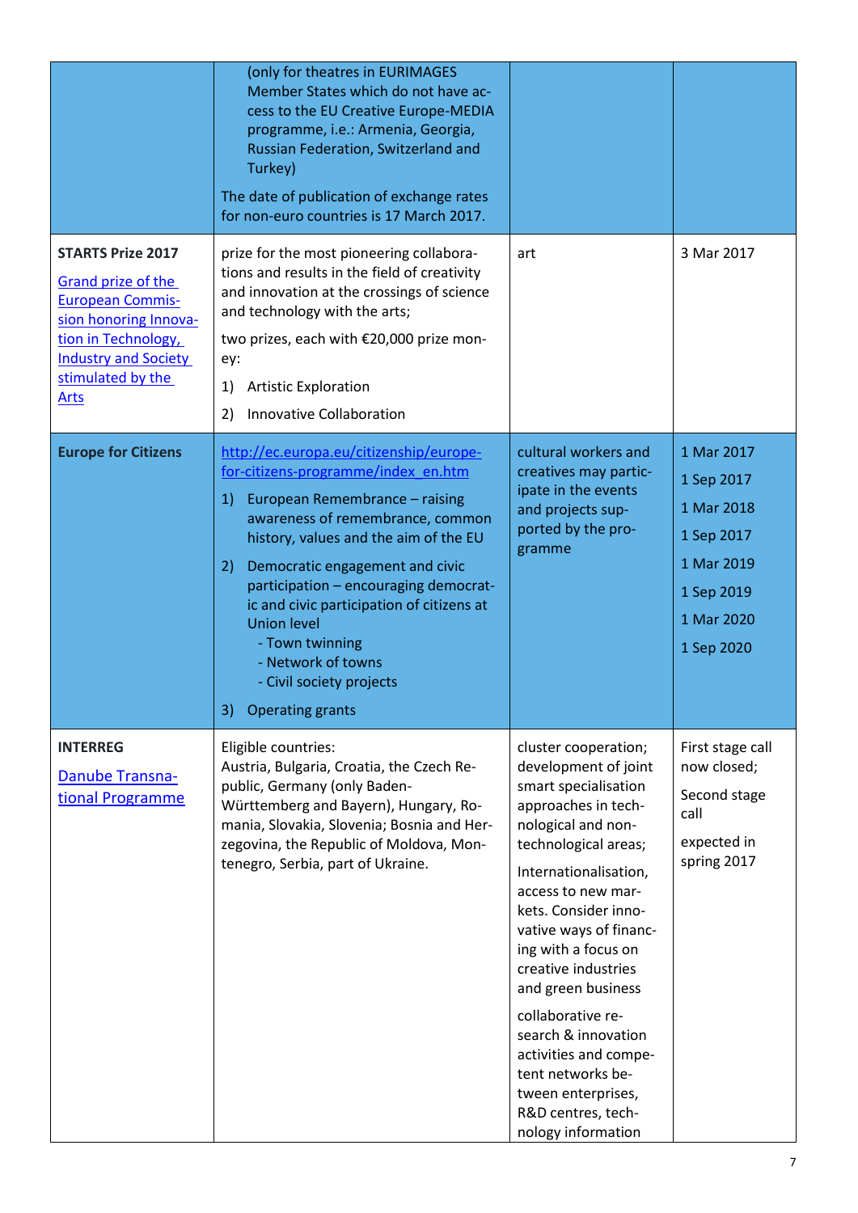| | | | |
|---|---|---|---|
| | (only for theatres in EURIMAGES Member States which do not have access to the EU Creative Europe-MEDIA programme, i.e.: Armenia, Georgia, Russian Federation, Switzerland and Turkey)<br><br>The date of publication of exchange rates for non-euro countries is 17 March 2017. | | |
| **STARTS Prize 2017**<br><br>Grand prize of the European Commission honoring Innovation in Technology, Industry and Society stimulated by the Arts | prize for the most pioneering collaborations and results in the field of creativity and innovation at the crossings of science and technology with the arts;<br><br>two prizes, each with €20,000 prize money:<br><br>1) Artistic Exploration<br><br>2) Innovative Collaboration | art | 3 Mar 2017 |
| **Europe for Citizens** | http://ec.europa.eu/citizenship/europe-for-citizens-programme/index_en.htm<br><br>1) European Remembrance – raising awareness of remembrance, common history, values and the aim of the EU<br><br>2) Democratic engagement and civic participation – encouraging democratic and civic participation of citizens at Union level<br>- Town twinning<br>- Network of towns<br>- Civil society projects<br><br>3) Operating grants | cultural workers and creatives may participate in the events and projects supported by the programme | 1 Mar 2017<br><br>1 Sep 2017<br><br>1 Mar 2018<br><br>1 Sep 2017<br><br>1 Mar 2019<br><br>1 Sep 2019<br><br>1 Mar 2020<br><br>1 Sep 2020 |
| **INTERREG**<br><br>Danube Transnational Programme | Eligible countries:<br>Austria, Bulgaria, Croatia, the Czech Republic, Germany (only Baden-Württemberg and Bayern), Hungary, Romania, Slovakia, Slovenia; Bosnia and Herzegovina, the Republic of Moldova, Montenegro, Serbia, part of Ukraine. | cluster cooperation; development of joint smart specialisation approaches in technological and non-technological areas;<br><br>Internationalisation, access to new markets. Consider innovative ways of financing with a focus on creative industries and green business<br><br>collaborative research & innovation activities and competent networks between enterprises, R&D centres, technology information | First stage call now closed;<br><br>Second stage call<br><br>expected in spring 2017 |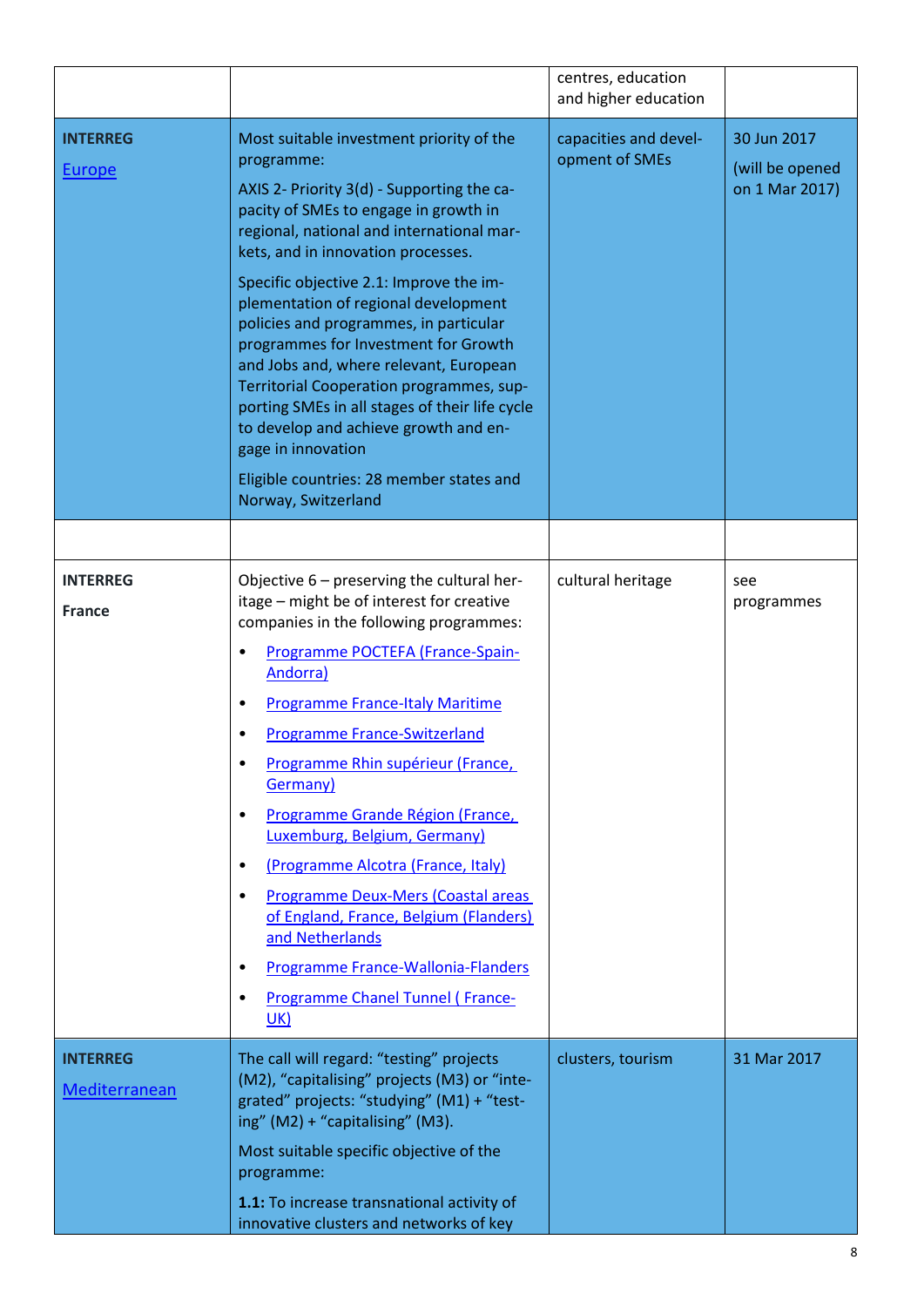| | | centres, education and higher education | |
|---|---|---|---|
| **INTERREG** [Europe] | Most suitable investment priority of the programme: AXIS 2- Priority 3(d) - Supporting the capacity of SMEs to engage in growth in regional, national and international markets, and in innovation processes. Specific objective 2.1: Improve the implementation of regional development policies and programmes, in particular programmes for Investment for Growth and Jobs and, where relevant, European Territorial Cooperation programmes, supporting SMEs in all stages of their life cycle to develop and achieve growth and engage in innovation Eligible countries: 28 member states and Norway, Switzerland | capacities and development of SMEs | 30 Jun 2017 (will be opened on 1 Mar 2017) |
| | | | |
| **INTERREG France** | Objective 6 – preserving the cultural heritage – might be of interest for creative companies in the following programmes: <br>• Programme POCTEFA (France-Spain-Andorra) <br>• Programme France-Italy Maritime <br>• Programme France-Switzerland <br>• Programme Rhin supérieur (France, Germany) <br>• Programme Grande Région (France, Luxemburg, Belgium, Germany) <br>• (Programme Alcotra (France, Italy) <br>• Programme Deux-Mers (Coastal areas of England, France, Belgium (Flanders) and Netherlands <br>• Programme France-Wallonia-Flanders <br>• Programme Chanel Tunnel ( France-UK) | cultural heritage | see programmes |
| **INTERREG** [Mediterranean] | The call will regard: "testing" projects (M2), "capitalising" projects (M3) or "integrated" projects: "studying" (M1) + "testing" (M2) + "capitalising" (M3). Most suitable specific objective of the programme: **1.1:** To increase transnational activity of innovative clusters and networks of key | clusters, tourism | 31 Mar 2017 |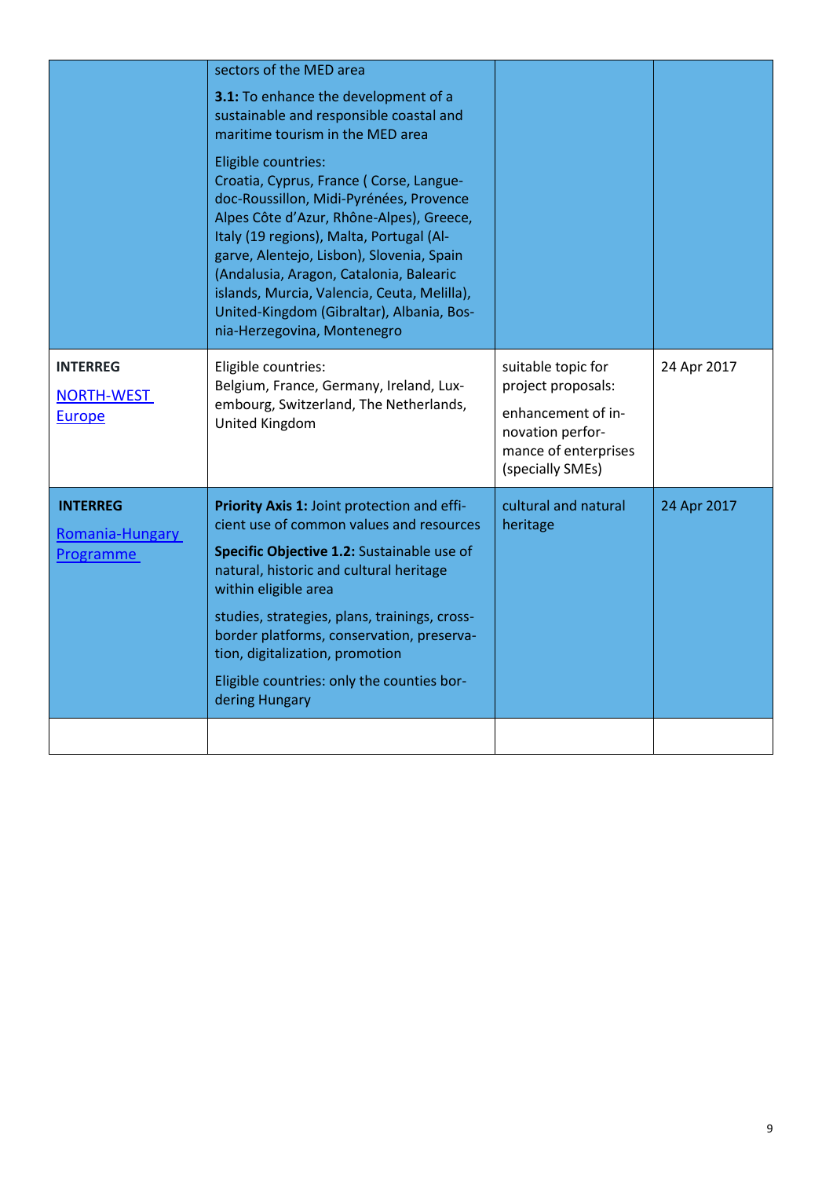| | | | |
|---|---|---|---|
| | sectors of the MED area<br><br>**3.1:** To enhance the development of a sustainable and responsible coastal and maritime tourism in the MED area<br><br>Eligible countries:<br>Croatia, Cyprus, France ( Corse, Languedoc-Roussillon, Midi-Pyrénées, Provence Alpes Côte d'Azur, Rhône-Alpes), Greece, Italy (19 regions), Malta, Portugal (Algarve, Alentejo, Lisbon), Slovenia, Spain (Andalusia, Aragon, Catalonia, Balearic islands, Murcia, Valencia, Ceuta, Melilla), United-Kingdom (Gibraltar), Albania, Bosnia-Herzegovina, Montenegro | | |
| **INTERREG**<br><br>NORTH-WEST Europe | Eligible countries:<br>Belgium, France, Germany, Ireland, Luxembourg, Switzerland, The Netherlands, United Kingdom | suitable topic for project proposals:<br><br>enhancement of innovation performance of enterprises (specially SMEs) | 24 Apr 2017 |
| **INTERREG**<br><br>Romania-Hungary Programme | **Priority Axis 1:** Joint protection and efficient use of common values and resources<br><br>**Specific Objective 1.2:** Sustainable use of natural, historic and cultural heritage within eligible area<br><br>studies, strategies, plans, trainings, cross-border platforms, conservation, preservation, digitalization, promotion<br><br>Eligible countries: only the counties bordering Hungary | cultural and natural heritage | 24 Apr 2017 |
| | | | |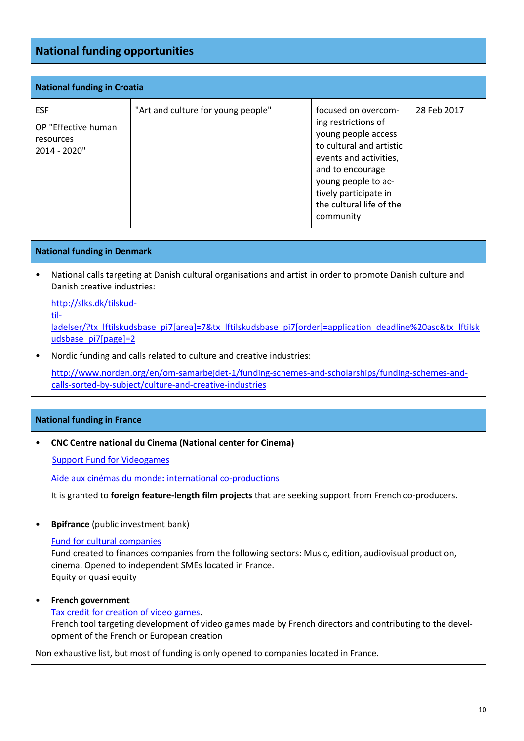## National funding opportunities

### National funding in Croatia

| | | | |
|---|---|---|---|
| ESF<br>OP "Effective human resources 2014 - 2020" | "Art and culture for young people" | focused on overcoming restrictions of young people access to cultural and artistic events and activities, and to encourage young people to actively participate in the cultural life of the community | 28 Feb 2017 |

### National funding in Denmark

- National calls targeting at Danish cultural organisations and artist in order to promote Danish culture and Danish creative industries:

  http://slks.dk/tilskud-til-ladelser/?tx_lftilskudsbase_pi7[area]=7&tx_lftilskudsbase_pi7[order]=application_deadline%20asc&tx_lftilskudsbase_pi7[page]=2

- Nordic funding and calls related to culture and creative industries:

  http://www.norden.org/en/om-samarbejdet-1/funding-schemes-and-scholarships/funding-schemes-and-calls-sorted-by-subject/culture-and-creative-industries

### National funding in France

- **CNC Centre national du Cinema (National center for Cinema)**

  Support Fund for Videogames

  Aide aux cinémas du monde**:** international co-productions

  It is granted to **foreign feature-length film projects** that are seeking support from French co-producers.

- **Bpifrance** (public investment bank)

  Fund for cultural companies
  Fund created to finances companies from the following sectors: Music, edition, audiovisual production, cinema. Opened to independent SMEs located in France.
  Equity or quasi equity

- **French government**
  Tax credit for creation of video games.
  French tool targeting development of video games made by French directors and contributing to the development of the French or European creation

Non exhaustive list, but most of funding is only opened to companies located in France.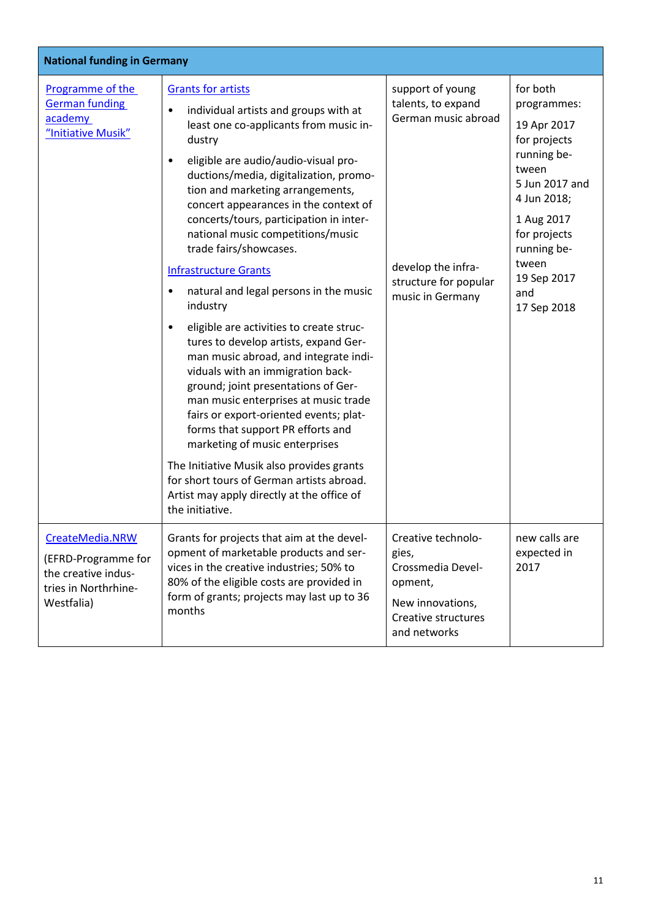| National funding in Germany | | | |
|---|---|---|---|
| Programme of the German funding academy "Initiative Musik" | Grants for artists<br>• individual artists and groups with at least one co-applicants from music industry<br>• eligible are audio/audio-visual productions/media, digitalization, promotion and marketing arrangements, concert appearances in the context of concerts/tours, participation in international music competitions/music trade fairs/showcases.<br><br>Infrastructure Grants<br>• natural and legal persons in the music industry<br>• eligible are activities to create structures to develop artists, expand German music abroad, and integrate individuals with an immigration background; joint presentations of German music enterprises at music trade fairs or export-oriented events; platforms that support PR efforts and marketing of music enterprises<br><br>The Initiative Musik also provides grants for short tours of German artists abroad. Artist may apply directly at the office of the initiative. | support of young talents, to expand German music abroad<br><br>develop the infrastructure for popular music in Germany | for both programmes:<br>19 Apr 2017 for projects running between 5 Jun 2017 and 4 Jun 2018;<br>1 Aug 2017 for projects running between 19 Sep 2017 and 17 Sep 2018 |
| CreateMedia.NRW<br>(EFRD-Programme for the creative industries in Northrhine-Westfalia) | Grants for projects that aim at the development of marketable products and services in the creative industries; 50% to 80% of the eligible costs are provided in form of grants; projects may last up to 36 months | Creative technologies,<br>Crossmedia Development,<br>New innovations, Creative structures and networks | new calls are expected in 2017 |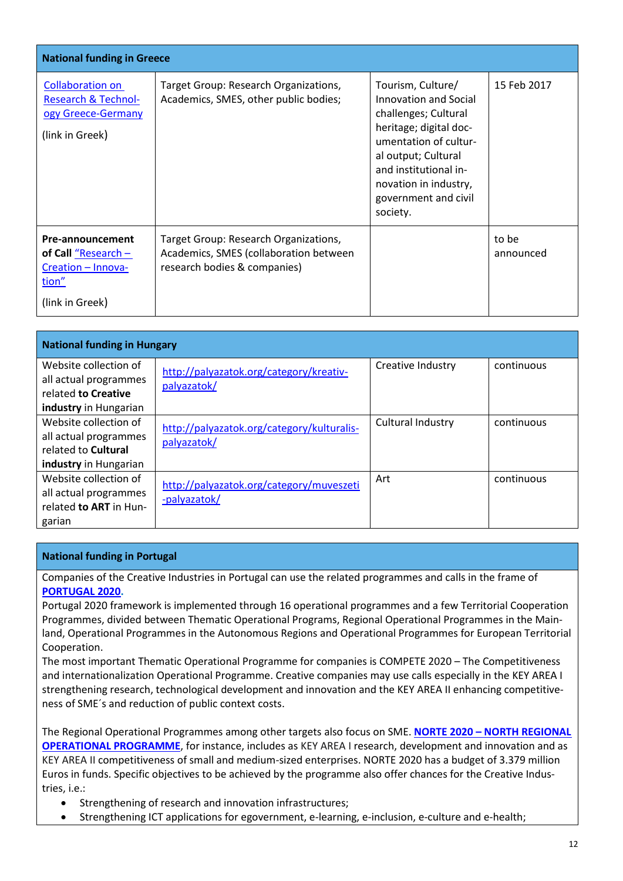| National funding in Greece | | | |
|---|---|---|---|
| Collaboration on Research & Technology Greece-Germany<br><br>(link in Greek) | Target Group: Research Organizations, Academics, SMES, other public bodies; | Tourism, Culture/ Innovation and Social challenges; Cultural heritage; digital documentation of cultural output; Cultural and institutional innovation in industry, government and civil society. | 15 Feb 2017 |
| **Pre-announcement of Call** "Research – Creation – Innovation"<br><br>(link in Greek) | Target Group: Research Organizations, Academics, SMES (collaboration between research bodies & companies) | | to be announced |

| National funding in Hungary | | | |
|---|---|---|---|
| Website collection of all actual programmes related **to Creative industry** in Hungarian | http://palyazatok.org/category/kreativ-palyazatok/ | Creative Industry | continuous |
| Website collection of all actual programmes related to **Cultural industry** in Hungarian | http://palyazatok.org/category/kulturalis-palyazatok/ | Cultural Industry | continuous |
| Website collection of all actual programmes related **to ART** in Hungarian | http://palyazatok.org/category/muveszeti-palyazatok/ | Art | continuous |

**National funding in Portugal**

Companies of the Creative Industries in Portugal can use the related programmes and calls in the frame of **PORTUGAL 2020**.

Portugal 2020 framework is implemented through 16 operational programmes and a few Territorial Cooperation Programmes, divided between Thematic Operational Programs, Regional Operational Programmes in the Mainland, Operational Programmes in the Autonomous Regions and Operational Programmes for European Territorial Cooperation.

The most important Thematic Operational Programme for companies is COMPETE 2020 – The Competitiveness and internationalization Operational Programme. Creative companies may use calls especially in the KEY AREA I strengthening research, technological development and innovation and the KEY AREA II enhancing competitiveness of SME´s and reduction of public context costs.

The Regional Operational Programmes among other targets also focus on SME. **NORTE 2020 – NORTH REGIONAL OPERATIONAL PROGRAMME**, for instance, includes as KEY AREA I research, development and innovation and as KEY AREA II competitiveness of small and medium-sized enterprises. NORTE 2020 has a budget of 3.379 million Euros in funds. Specific objectives to be achieved by the programme also offer chances for the Creative Industries, i.e.:

- Strengthening of research and innovation infrastructures;
- Strengthening ICT applications for egovernment, e-learning, e-inclusion, e-culture and e-health;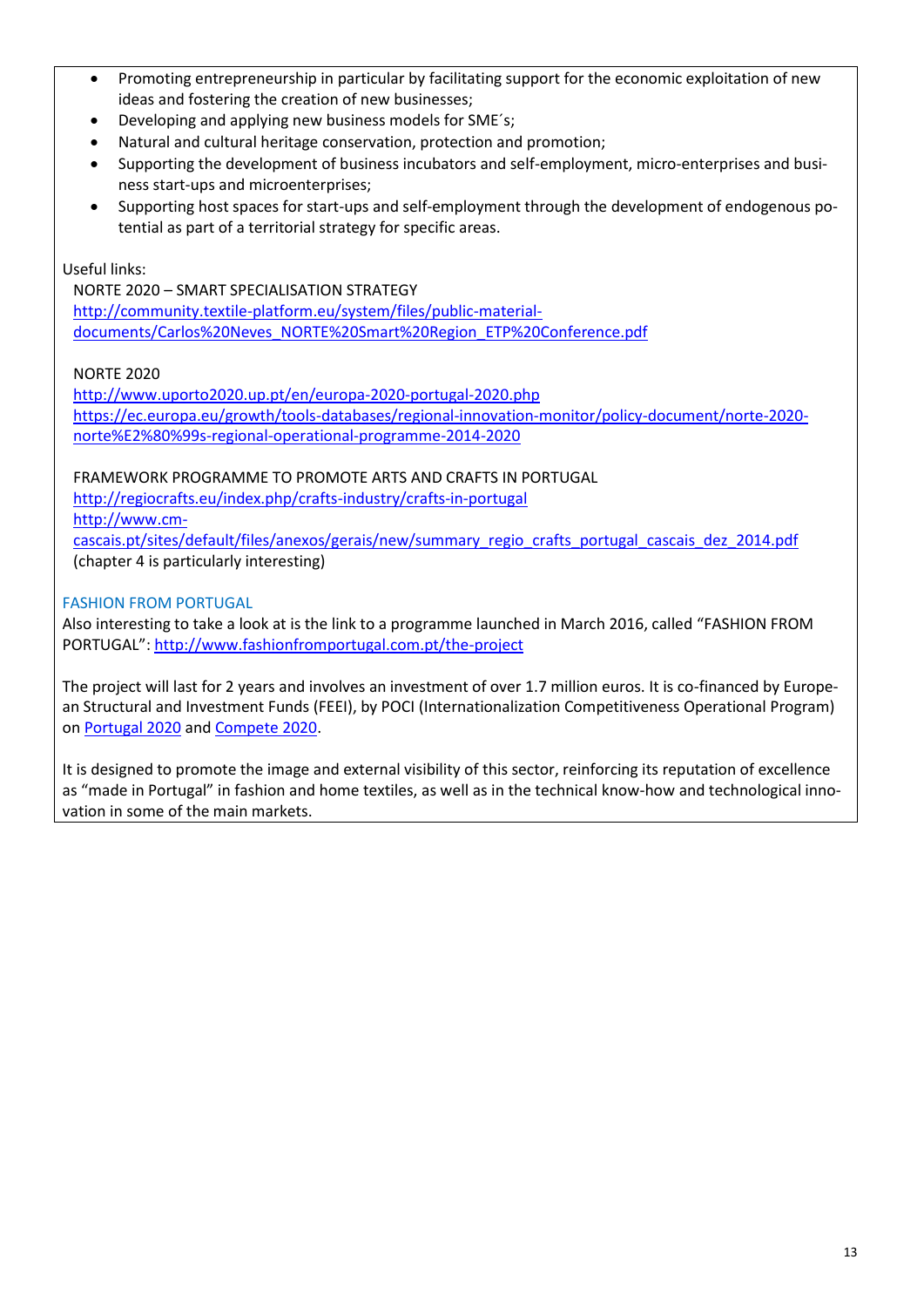- Promoting entrepreneurship in particular by facilitating support for the economic exploitation of new ideas and fostering the creation of new businesses;
- Developing and applying new business models for SME´s;
- Natural and cultural heritage conservation, protection and promotion;
- Supporting the development of business incubators and self-employment, micro-enterprises and business start-ups and microenterprises;
- Supporting host spaces for start-ups and self-employment through the development of endogenous potential as part of a territorial strategy for specific areas.

Useful links:

NORTE 2020 – SMART SPECIALISATION STRATEGY
http://community.textile-platform.eu/system/files/public-material-documents/Carlos%20Neves_NORTE%20Smart%20Region_ETP%20Conference.pdf

NORTE 2020
http://www.uporto2020.up.pt/en/europa-2020-portugal-2020.php
https://ec.europa.eu/growth/tools-databases/regional-innovation-monitor/policy-document/norte-2020-norte%E2%80%99s-regional-operational-programme-2014-2020

FRAMEWORK PROGRAMME TO PROMOTE ARTS AND CRAFTS IN PORTUGAL
http://regiocrafts.eu/index.php/crafts-industry/crafts-in-portugal
http://www.cm-cascais.pt/sites/default/files/anexos/gerais/new/summary_regio_crafts_portugal_cascais_dez_2014.pdf
(chapter 4 is particularly interesting)

## FASHION FROM PORTUGAL

Also interesting to take a look at is the link to a programme launched in March 2016, called "FASHION FROM PORTUGAL": http://www.fashionfromportugal.com.pt/the-project

The project will last for 2 years and involves an investment of over 1.7 million euros. It is co-financed by European Structural and Investment Funds (FEEI), by POCI (Internationalization Competitiveness Operational Program) on Portugal 2020 and Compete 2020.

It is designed to promote the image and external visibility of this sector, reinforcing its reputation of excellence as "made in Portugal" in fashion and home textiles, as well as in the technical know-how and technological innovation in some of the main markets.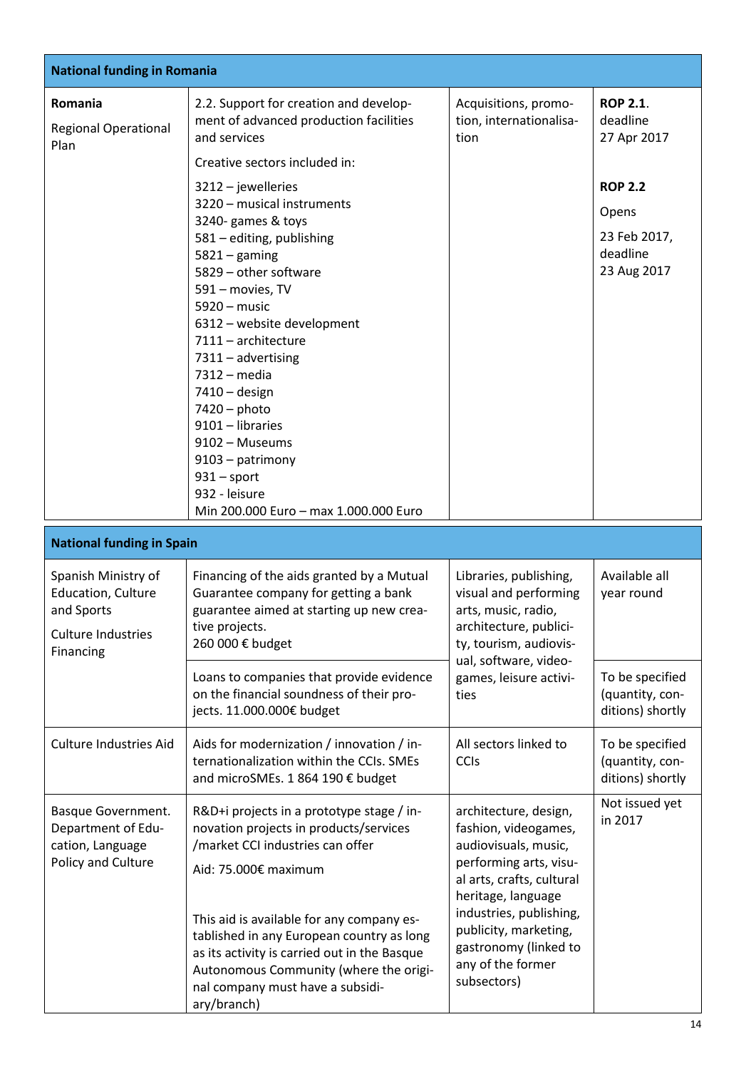| National funding in Romania | | | |
|---|---|---|---|
| **Romania**<br><br>Regional Operational Plan | 2.2. Support for creation and development of advanced production facilities and services<br><br>Creative sectors included in:<br><br>3212 – jewelleries<br>3220 – musical instruments<br>3240- games & toys<br>581 – editing, publishing<br>5821 – gaming<br>5829 – other software<br>591 – movies, TV<br>5920 – music<br>6312 – website development<br>7111 – architecture<br>7311 – advertising<br>7312 – media<br>7410 – design<br>7420 – photo<br>9101 – libraries<br>9102 – Museums<br>9103 – patrimony<br>931 – sport<br>932 - leisure<br>Min 200.000 Euro – max 1.000.000 Euro | Acquisitions, promotion, internationalisation | **ROP 2.1**. deadline 27 Apr 2017<br><br>**ROP 2.2**<br><br>Opens<br><br>23 Feb 2017, deadline 23 Aug 2017 |

| National funding in Spain | | | |
|---|---|---|---|
| Spanish Ministry of Education, Culture and Sports<br><br>Culture Industries Financing | Financing of the aids granted by a Mutual Guarantee company for getting a bank guarantee aimed at starting up new creative projects.<br>260 000 € budget | Libraries, publishing, visual and performing arts, music, radio, architecture, publicity, tourism, audiovisual, software, videogames, leisure activities | Available all year round |
| | Loans to companies that provide evidence on the financial soundness of their projects. 11.000.000€ budget | | To be specified (quantity, conditions) shortly |
| Culture Industries Aid | Aids for modernization / innovation / internationalization within the CCIs. SMEs and microSMEs. 1 864 190 € budget | All sectors linked to CCIs | To be specified (quantity, conditions) shortly |
| Basque Government. Department of Education, Language Policy and Culture | R&D+i projects in a prototype stage / innovation projects in products/services /market CCI industries can offer<br><br>Aid: 75.000€ maximum<br><br>This aid is available for any company established in any European country as long as its activity is carried out in the Basque Autonomous Community (where the original company must have a subsidiary/branch) | architecture, design, fashion, videogames, audiovisuals, music, performing arts, visual arts, crafts, cultural heritage, language industries, publishing, publicity, marketing, gastronomy (linked to any of the former subsectors) | Not issued yet in 2017 |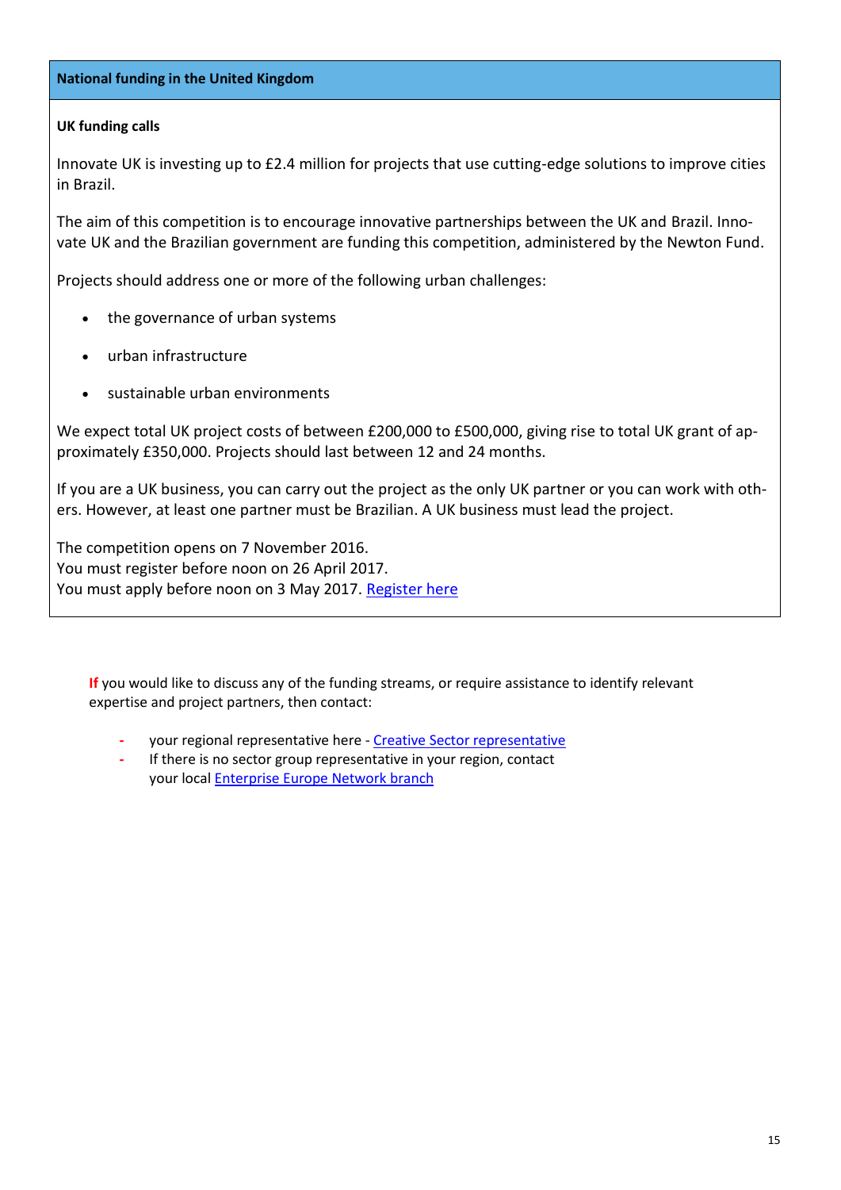## National funding in the United Kingdom

### UK funding calls

Innovate UK is investing up to £2.4 million for projects that use cutting-edge solutions to improve cities in Brazil.

The aim of this competition is to encourage innovative partnerships between the UK and Brazil. Innovate UK and the Brazilian government are funding this competition, administered by the Newton Fund.

Projects should address one or more of the following urban challenges:

- the governance of urban systems
- urban infrastructure
- sustainable urban environments

We expect total UK project costs of between £200,000 to £500,000, giving rise to total UK grant of approximately £350,000. Projects should last between 12 and 24 months.

If you are a UK business, you can carry out the project as the only UK partner or you can work with others. However, at least one partner must be Brazilian. A UK business must lead the project.

The competition opens on 7 November 2016.
You must register before noon on 26 April 2017.
You must apply before noon on 3 May 2017. Register here

**If** you would like to discuss any of the funding streams, or require assistance to identify relevant expertise and project partners, then contact:

- your regional representative here - Creative Sector representative
- If there is no sector group representative in your region, contact your local Enterprise Europe Network branch